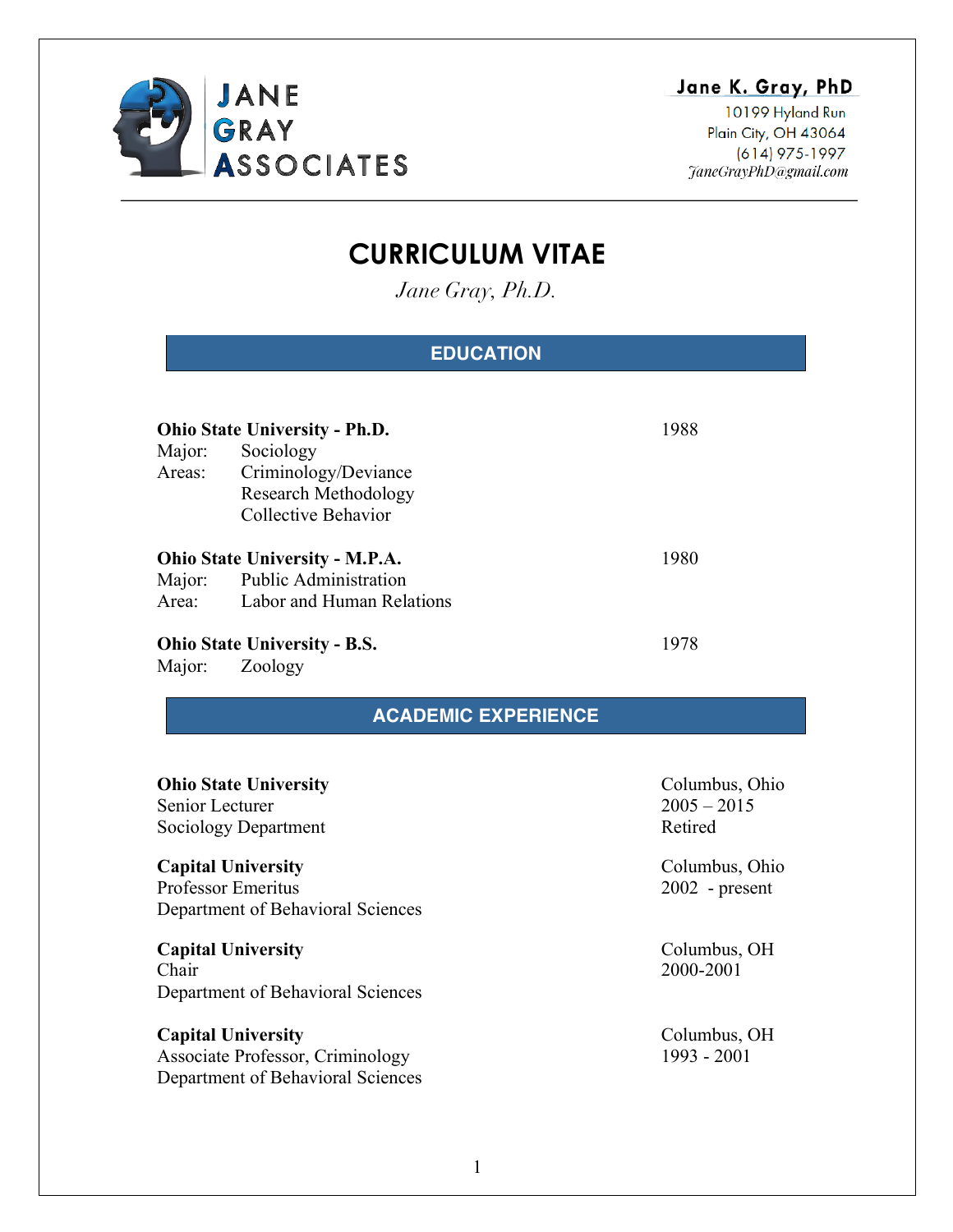JANE GRAY ASSOCIATES

**Jane K. Gray, PhD**
10199 Hyland Run
Plain City, OH 43064
(614) 975-1997
*JaneGrayPhD@gmail.com*

---

# CURRICULUM VITAE

*Jane Gray, Ph.D.*

## EDUCATION

**Ohio State University - Ph.D.** — 1988
Major: Sociology
Areas: Criminology/Deviance
Research Methodology
Collective Behavior

**Ohio State University - M.P.A.** — 1980
Major: Public Administration
Area: Labor and Human Relations

**Ohio State University - B.S.** — 1978
Major: Zoology

## ACADEMIC EXPERIENCE

**Ohio State University** — Columbus, Ohio
Senior Lecturer — 2005 – 2015
Sociology Department — Retired

**Capital University** — Columbus, Ohio
Professor Emeritus — 2002 - present
Department of Behavioral Sciences

**Capital University** — Columbus, OH
Chair — 2000-2001
Department of Behavioral Sciences

**Capital University** — Columbus, OH
Associate Professor, Criminology — 1993 - 2001
Department of Behavioral Sciences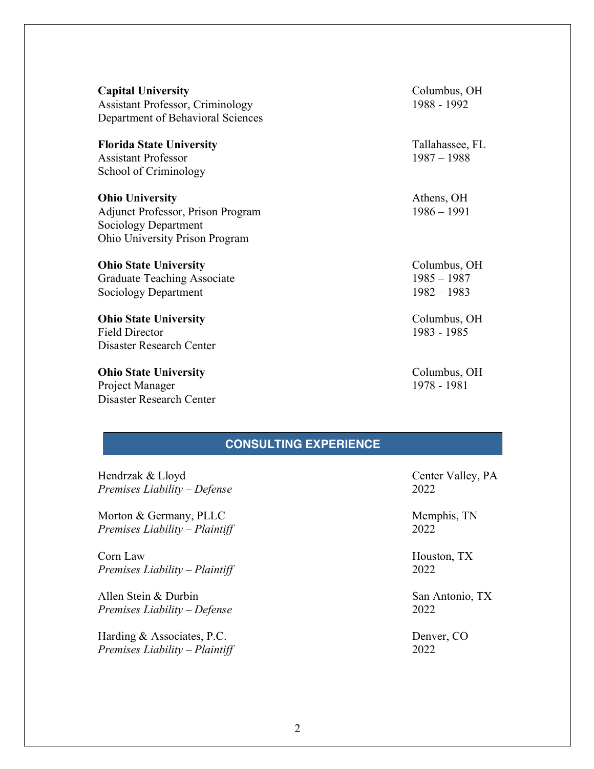**Capital University** — Columbus, OH
Assistant Professor, Criminology — 1988 - 1992
Department of Behavioral Sciences

**Florida State University** — Tallahassee, FL
Assistant Professor — 1987 – 1988
School of Criminology

**Ohio University** — Athens, OH
Adjunct Professor, Prison Program — 1986 – 1991
Sociology Department
Ohio University Prison Program

**Ohio State University** — Columbus, OH
Graduate Teaching Associate — 1985 – 1987
Sociology Department — 1982 – 1983

**Ohio State University** — Columbus, OH
Field Director — 1983 - 1985
Disaster Research Center

**Ohio State University** — Columbus, OH
Project Manager — 1978 - 1981
Disaster Research Center

## CONSULTING EXPERIENCE

Hendrzak & Lloyd — Center Valley, PA
*Premises Liability – Defense* — 2022

Morton & Germany, PLLC — Memphis, TN
*Premises Liability – Plaintiff* — 2022

Corn Law — Houston, TX
*Premises Liability – Plaintiff* — 2022

Allen Stein & Durbin — San Antonio, TX
*Premises Liability – Defense* — 2022

Harding & Associates, P.C. — Denver, CO
*Premises Liability – Plaintiff* — 2022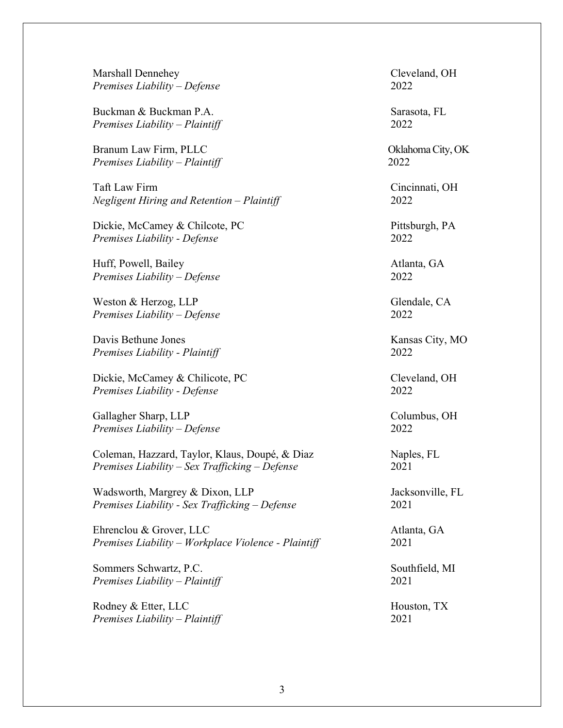Marshall Dennehey — Cleveland, OH
*Premises Liability – Defense* — 2022

Buckman & Buckman P.A. — Sarasota, FL
*Premises Liability – Plaintiff* — 2022

Branum Law Firm, PLLC — Oklahoma City, OK
*Premises Liability – Plaintiff* — 2022

Taft Law Firm — Cincinnati, OH
*Negligent Hiring and Retention – Plaintiff* — 2022

Dickie, McCamey & Chilcote, PC — Pittsburgh, PA
*Premises Liability - Defense* — 2022

Huff, Powell, Bailey — Atlanta, GA
*Premises Liability – Defense* — 2022

Weston & Herzog, LLP — Glendale, CA
*Premises Liability – Defense* — 2022

Davis Bethune Jones — Kansas City, MO
*Premises Liability - Plaintiff* — 2022

Dickie, McCamey & Chilicote, PC — Cleveland, OH
*Premises Liability - Defense* — 2022

Gallagher Sharp, LLP — Columbus, OH
*Premises Liability – Defense* — 2022

Coleman, Hazzard, Taylor, Klaus, Doupé, & Diaz — Naples, FL
*Premises Liability – Sex Trafficking – Defense* — 2021

Wadsworth, Margrey & Dixon, LLP — Jacksonville, FL
*Premises Liability - Sex Trafficking – Defense* — 2021

Ehrenclou & Grover, LLC — Atlanta, GA
*Premises Liability – Workplace Violence - Plaintiff* — 2021

Sommers Schwartz, P.C. — Southfield, MI
*Premises Liability – Plaintiff* — 2021

Rodney & Etter, LLC — Houston, TX
*Premises Liability – Plaintiff* — 2021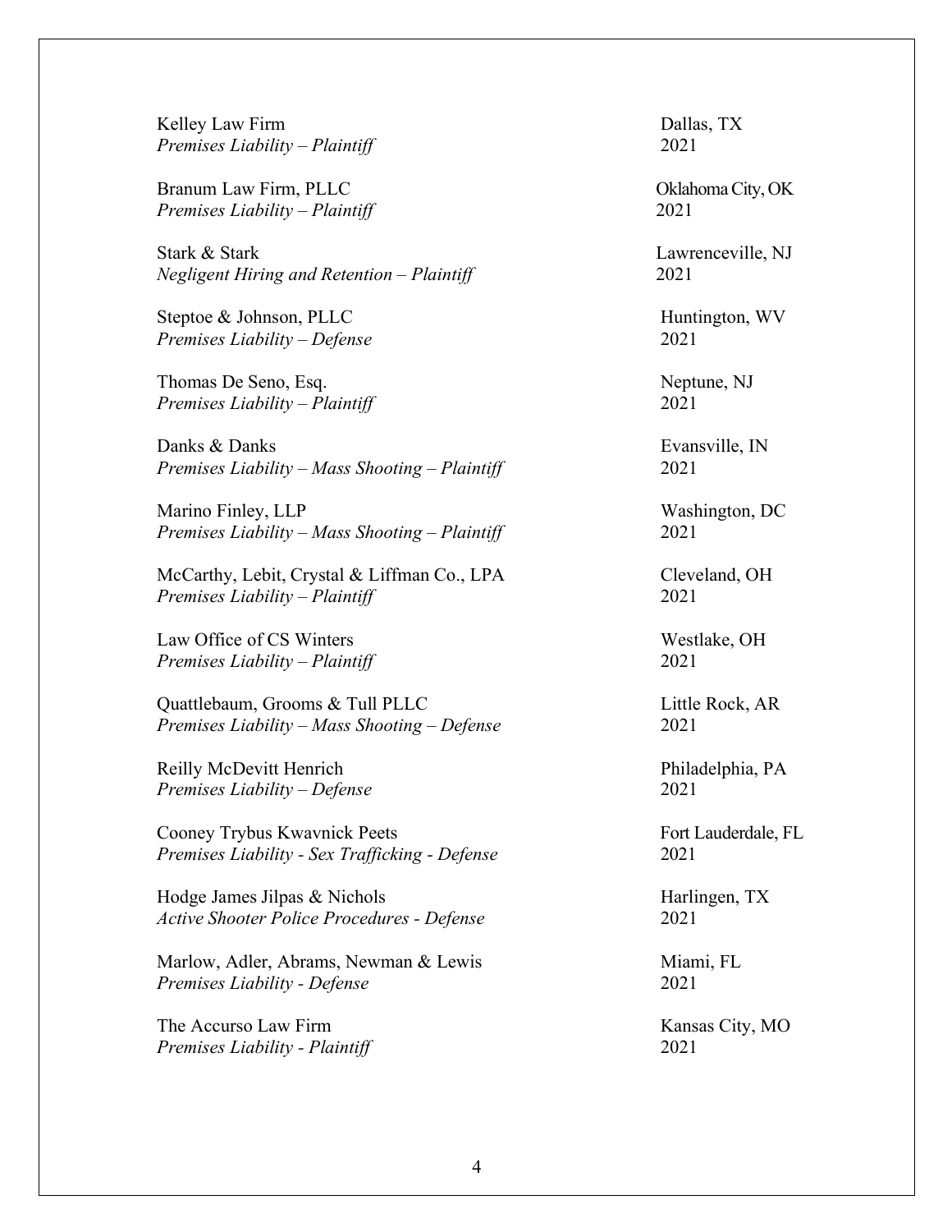Kelley Law Firm  
*Premises Liability – Plaintiff*  
Dallas, TX  
2021

Branum Law Firm, PLLC  
*Premises Liability – Plaintiff*  
Oklahoma City, OK  
2021

Stark & Stark  
*Negligent Hiring and Retention – Plaintiff*  
Lawrenceville, NJ  
2021

Steptoe & Johnson, PLLC  
*Premises Liability – Defense*  
Huntington, WV  
2021

Thomas De Seno, Esq.  
*Premises Liability – Plaintiff*  
Neptune, NJ  
2021

Danks & Danks  
*Premises Liability – Mass Shooting – Plaintiff*  
Evansville, IN  
2021

Marino Finley, LLP  
*Premises Liability – Mass Shooting – Plaintiff*  
Washington, DC  
2021

McCarthy, Lebit, Crystal & Liffman Co., LPA  
*Premises Liability – Plaintiff*  
Cleveland, OH  
2021

Law Office of CS Winters  
*Premises Liability – Plaintiff*  
Westlake, OH  
2021

Quattlebaum, Grooms & Tull PLLC  
*Premises Liability – Mass Shooting – Defense*  
Little Rock, AR  
2021

Reilly McDevitt Henrich  
*Premises Liability – Defense*  
Philadelphia, PA  
2021

Cooney Trybus Kwavnick Peets  
*Premises Liability - Sex Trafficking - Defense*  
Fort Lauderdale, FL  
2021

Hodge James Jilpas & Nichols  
*Active Shooter Police Procedures - Defense*  
Harlingen, TX  
2021

Marlow, Adler, Abrams, Newman & Lewis  
*Premises Liability - Defense*  
Miami, FL  
2021

The Accurso Law Firm  
*Premises Liability - Plaintiff*  
Kansas City, MO  
2021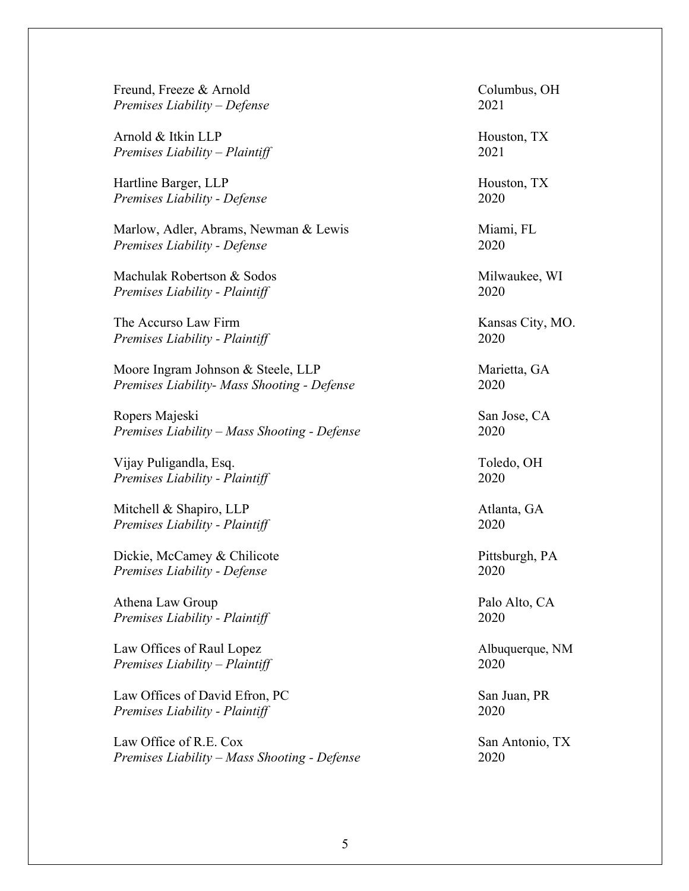Freund, Freeze & Arnold — Columbus, OH
*Premises Liability – Defense* — 2021

Arnold & Itkin LLP — Houston, TX
*Premises Liability – Plaintiff* — 2021

Hartline Barger, LLP — Houston, TX
*Premises Liability - Defense* — 2020

Marlow, Adler, Abrams, Newman & Lewis — Miami, FL
*Premises Liability - Defense* — 2020

Machulak Robertson & Sodos — Milwaukee, WI
*Premises Liability - Plaintiff* — 2020

The Accurso Law Firm — Kansas City, MO.
*Premises Liability - Plaintiff* — 2020

Moore Ingram Johnson & Steele, LLP — Marietta, GA
*Premises Liability- Mass Shooting - Defense* — 2020

Ropers Majeski — San Jose, CA
*Premises Liability – Mass Shooting - Defense* — 2020

Vijay Puligandla, Esq. — Toledo, OH
*Premises Liability - Plaintiff* — 2020

Mitchell & Shapiro, LLP — Atlanta, GA
*Premises Liability - Plaintiff* — 2020

Dickie, McCamey & Chilicote — Pittsburgh, PA
*Premises Liability - Defense* — 2020

Athena Law Group — Palo Alto, CA
*Premises Liability - Plaintiff* — 2020

Law Offices of Raul Lopez — Albuquerque, NM
*Premises Liability – Plaintiff* — 2020

Law Offices of David Efron, PC — San Juan, PR
*Premises Liability - Plaintiff* — 2020

Law Office of R.E. Cox — San Antonio, TX
*Premises Liability – Mass Shooting - Defense* — 2020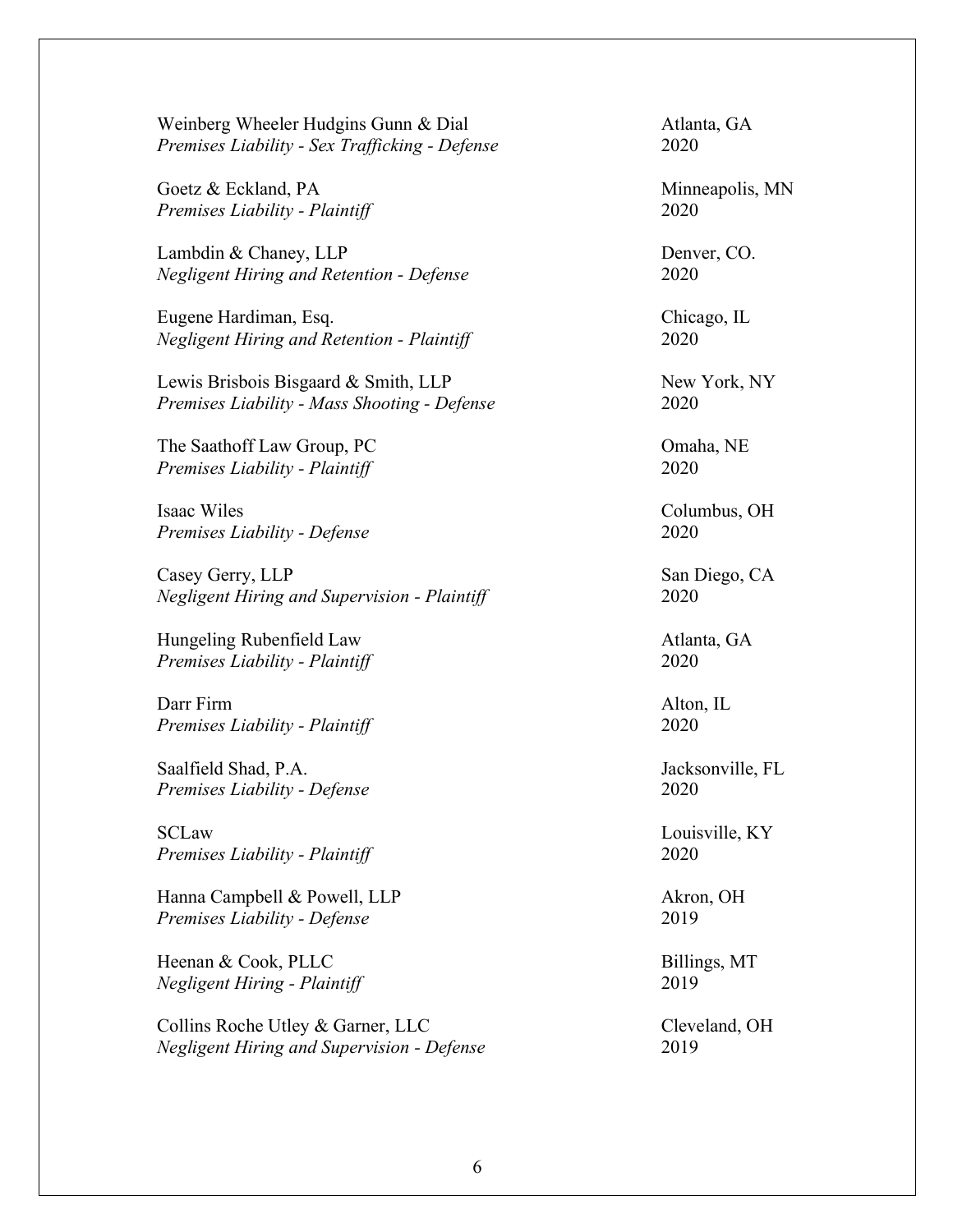Weinberg Wheeler Hudgins Gunn & Dial — Atlanta, GA
*Premises Liability - Sex Trafficking - Defense* — 2020

Goetz & Eckland, PA — Minneapolis, MN
*Premises Liability - Plaintiff* — 2020

Lambdin & Chaney, LLP — Denver, CO.
*Negligent Hiring and Retention - Defense* — 2020

Eugene Hardiman, Esq. — Chicago, IL
*Negligent Hiring and Retention - Plaintiff* — 2020

Lewis Brisbois Bisgaard & Smith, LLP — New York, NY
*Premises Liability - Mass Shooting - Defense* — 2020

The Saathoff Law Group, PC — Omaha, NE
*Premises Liability - Plaintiff* — 2020

Isaac Wiles — Columbus, OH
*Premises Liability - Defense* — 2020

Casey Gerry, LLP — San Diego, CA
*Negligent Hiring and Supervision - Plaintiff* — 2020

Hungeling Rubenfield Law — Atlanta, GA
*Premises Liability - Plaintiff* — 2020

Darr Firm — Alton, IL
*Premises Liability - Plaintiff* — 2020

Saalfield Shad, P.A. — Jacksonville, FL
*Premises Liability - Defense* — 2020

SCLaw — Louisville, KY
*Premises Liability - Plaintiff* — 2020

Hanna Campbell & Powell, LLP — Akron, OH
*Premises Liability - Defense* — 2019

Heenan & Cook, PLLC — Billings, MT
*Negligent Hiring - Plaintiff* — 2019

Collins Roche Utley & Garner, LLC — Cleveland, OH
*Negligent Hiring and Supervision - Defense* — 2019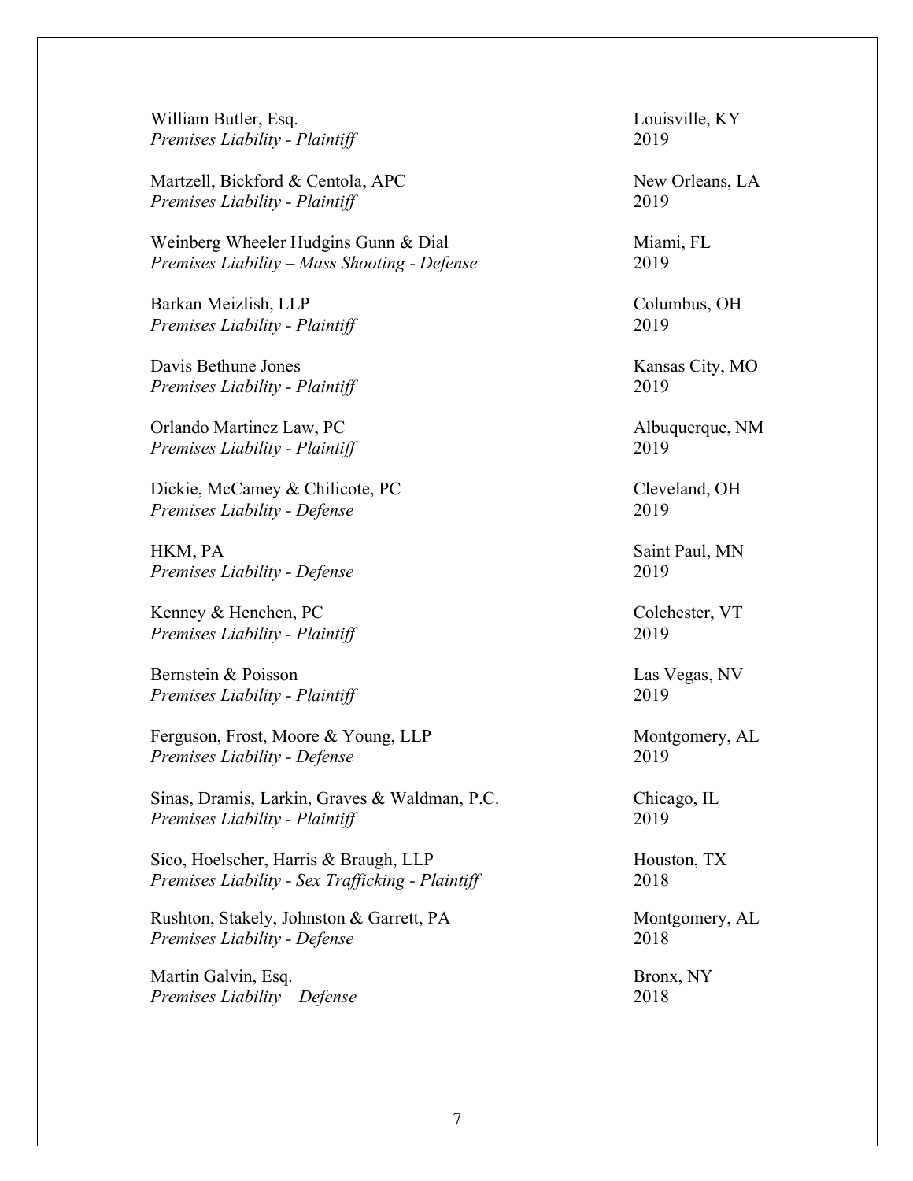William Butler, Esq. — Louisville, KY
*Premises Liability - Plaintiff* — 2019

Martzell, Bickford & Centola, APC — New Orleans, LA
*Premises Liability - Plaintiff* — 2019

Weinberg Wheeler Hudgins Gunn & Dial — Miami, FL
*Premises Liability – Mass Shooting - Defense* — 2019

Barkan Meizlish, LLP — Columbus, OH
*Premises Liability - Plaintiff* — 2019

Davis Bethune Jones — Kansas City, MO
*Premises Liability - Plaintiff* — 2019

Orlando Martinez Law, PC — Albuquerque, NM
*Premises Liability - Plaintiff* — 2019

Dickie, McCamey & Chilicote, PC — Cleveland, OH
*Premises Liability - Defense* — 2019

HKM, PA — Saint Paul, MN
*Premises Liability - Defense* — 2019

Kenney & Henchen, PC — Colchester, VT
*Premises Liability - Plaintiff* — 2019

Bernstein & Poisson — Las Vegas, NV
*Premises Liability - Plaintiff* — 2019

Ferguson, Frost, Moore & Young, LLP — Montgomery, AL
*Premises Liability - Defense* — 2019

Sinas, Dramis, Larkin, Graves & Waldman, P.C. — Chicago, IL
*Premises Liability - Plaintiff* — 2019

Sico, Hoelscher, Harris & Braugh, LLP — Houston, TX
*Premises Liability - Sex Trafficking - Plaintiff* — 2018

Rushton, Stakely, Johnston & Garrett, PA — Montgomery, AL
*Premises Liability - Defense* — 2018

Martin Galvin, Esq. — Bronx, NY
*Premises Liability – Defense* — 2018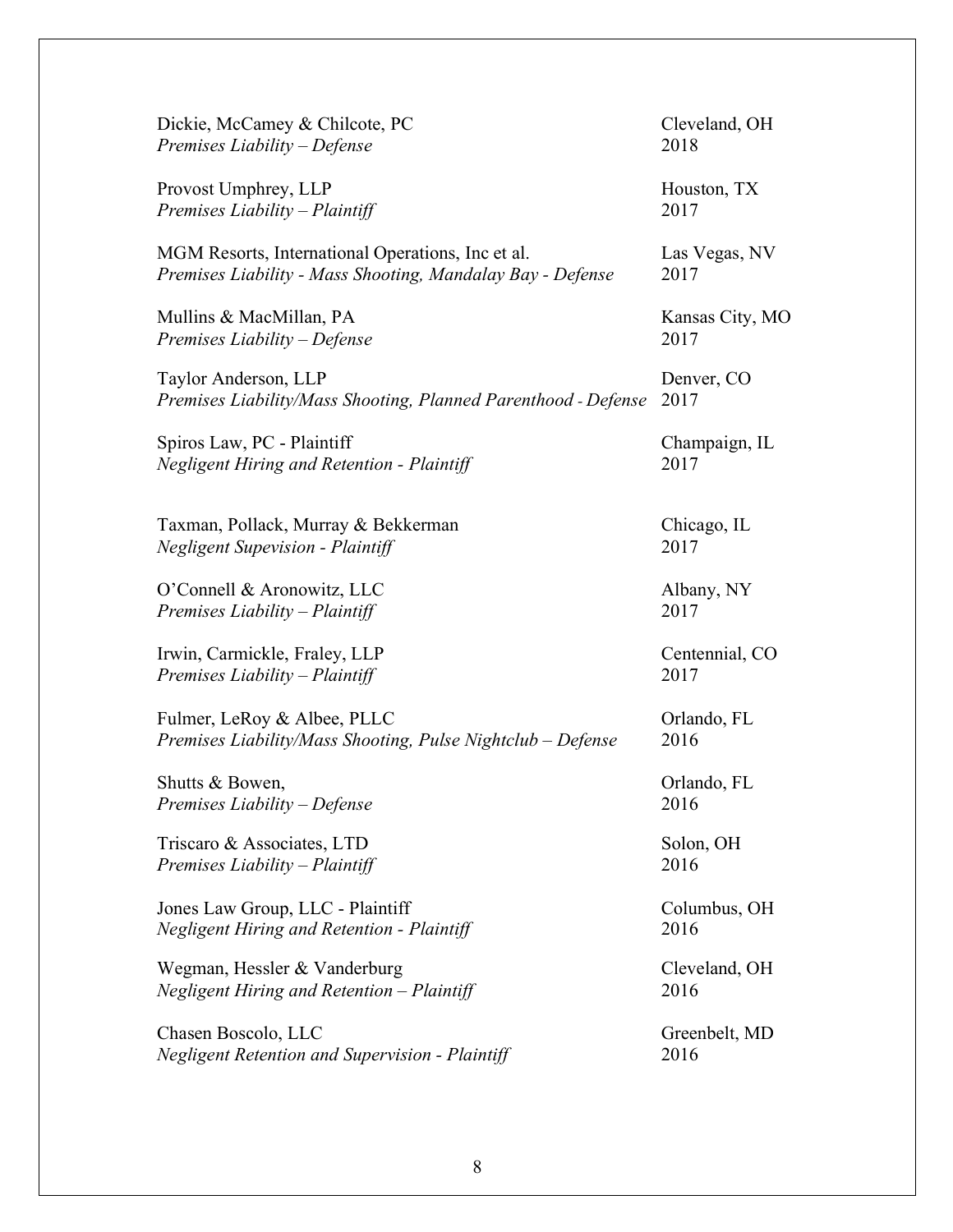| | |
|---|---|
| Dickie, McCamey & Chilcote, PC<br>*Premises Liability – Defense* | Cleveland, OH<br>2018 |
| Provost Umphrey, LLP<br>*Premises Liability – Plaintiff* | Houston, TX<br>2017 |
| MGM Resorts, International Operations, Inc et al.<br>*Premises Liability - Mass Shooting, Mandalay Bay - Defense* | Las Vegas, NV<br>2017 |
| Mullins & MacMillan, PA<br>*Premises Liability – Defense* | Kansas City, MO<br>2017 |
| Taylor Anderson, LLP<br>*Premises Liability/Mass Shooting, Planned Parenthood - Defense* | Denver, CO<br>2017 |
| Spiros Law, PC - Plaintiff<br>*Negligent Hiring and Retention - Plaintiff* | Champaign, IL<br>2017 |
| Taxman, Pollack, Murray & Bekkerman<br>*Negligent Supevision - Plaintiff* | Chicago, IL<br>2017 |
| O'Connell & Aronowitz, LLC<br>*Premises Liability – Plaintiff* | Albany, NY<br>2017 |
| Irwin, Carmickle, Fraley, LLP<br>*Premises Liability – Plaintiff* | Centennial, CO<br>2017 |
| Fulmer, LeRoy & Albee, PLLC<br>*Premises Liability/Mass Shooting, Pulse Nightclub – Defense* | Orlando, FL<br>2016 |
| Shutts & Bowen,<br>*Premises Liability – Defense* | Orlando, FL<br>2016 |
| Triscaro & Associates, LTD<br>*Premises Liability – Plaintiff* | Solon, OH<br>2016 |
| Jones Law Group, LLC - Plaintiff<br>*Negligent Hiring and Retention - Plaintiff* | Columbus, OH<br>2016 |
| Wegman, Hessler & Vanderburg<br>*Negligent Hiring and Retention – Plaintiff* | Cleveland, OH<br>2016 |
| Chasen Boscolo, LLC<br>*Negligent Retention and Supervision - Plaintiff* | Greenbelt, MD<br>2016 |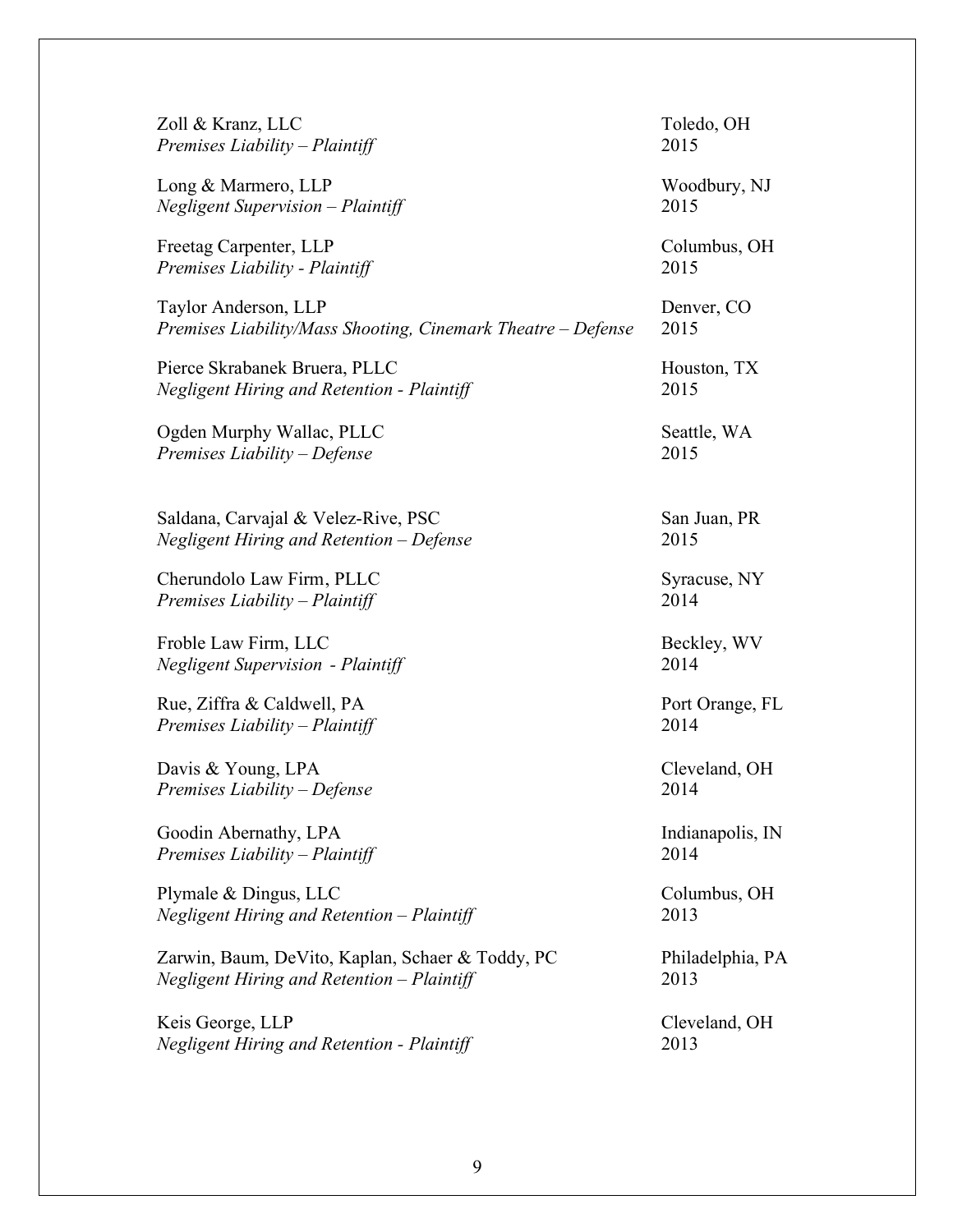Zoll & Kranz, LLC — Toledo, OH
*Premises Liability – Plaintiff* — 2015

Long & Marmero, LLP — Woodbury, NJ
*Negligent Supervision – Plaintiff* — 2015

Freetag Carpenter, LLP — Columbus, OH
*Premises Liability - Plaintiff* — 2015

Taylor Anderson, LLP — Denver, CO
*Premises Liability/Mass Shooting, Cinemark Theatre – Defense* — 2015

Pierce Skrabanek Bruera, PLLC — Houston, TX
*Negligent Hiring and Retention - Plaintiff* — 2015

Ogden Murphy Wallac, PLLC — Seattle, WA
*Premises Liability – Defense* — 2015

Saldana, Carvajal & Velez-Rive, PSC — San Juan, PR
*Negligent Hiring and Retention – Defense* — 2015

Cherundolo Law Firm, PLLC — Syracuse, NY
*Premises Liability – Plaintiff* — 2014

Froble Law Firm, LLC — Beckley, WV
*Negligent Supervision - Plaintiff* — 2014

Rue, Ziffra & Caldwell, PA — Port Orange, FL
*Premises Liability – Plaintiff* — 2014

Davis & Young, LPA — Cleveland, OH
*Premises Liability – Defense* — 2014

Goodin Abernathy, LPA — Indianapolis, IN
*Premises Liability – Plaintiff* — 2014

Plymale & Dingus, LLC — Columbus, OH
*Negligent Hiring and Retention – Plaintiff* — 2013

Zarwin, Baum, DeVito, Kaplan, Schaer & Toddy, PC — Philadelphia, PA
*Negligent Hiring and Retention – Plaintiff* — 2013

Keis George, LLP — Cleveland, OH
*Negligent Hiring and Retention - Plaintiff* — 2013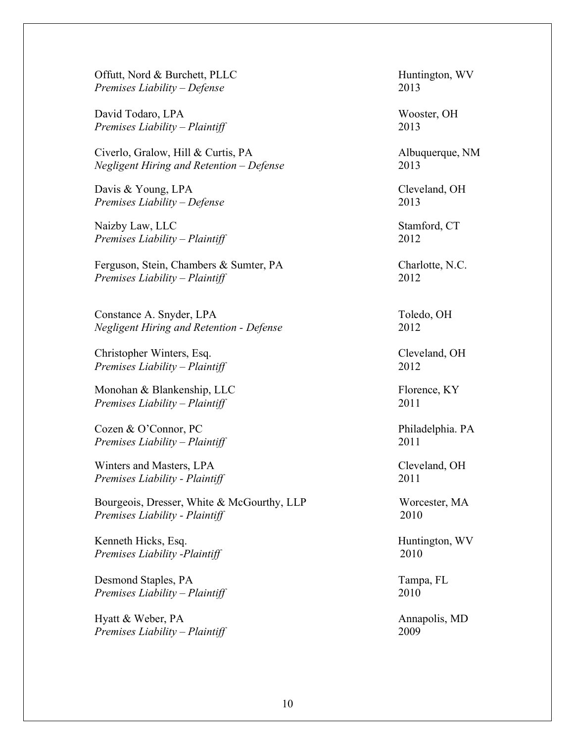Offutt, Nord & Burchett, PLLC — Huntington, WV
*Premises Liability – Defense* — 2013

David Todaro, LPA — Wooster, OH
*Premises Liability – Plaintiff* — 2013

Civerlo, Gralow, Hill & Curtis, PA — Albuquerque, NM
*Negligent Hiring and Retention – Defense* — 2013

Davis & Young, LPA — Cleveland, OH
*Premises Liability – Defense* — 2013

Naizby Law, LLC — Stamford, CT
*Premises Liability – Plaintiff* — 2012

Ferguson, Stein, Chambers & Sumter, PA — Charlotte, N.C.
*Premises Liability – Plaintiff* — 2012

Constance A. Snyder, LPA — Toledo, OH
*Negligent Hiring and Retention - Defense* — 2012

Christopher Winters, Esq. — Cleveland, OH
*Premises Liability – Plaintiff* — 2012

Monohan & Blankenship, LLC — Florence, KY
*Premises Liability – Plaintiff* — 2011

Cozen & O'Connor, PC — Philadelphia. PA
*Premises Liability – Plaintiff* — 2011

Winters and Masters, LPA — Cleveland, OH
*Premises Liability - Plaintiff* — 2011

Bourgeois, Dresser, White & McGourthy, LLP — Worcester, MA
*Premises Liability - Plaintiff* — 2010

Kenneth Hicks, Esq. — Huntington, WV
*Premises Liability -Plaintiff* — 2010

Desmond Staples, PA — Tampa, FL
*Premises Liability – Plaintiff* — 2010

Hyatt & Weber, PA — Annapolis, MD
*Premises Liability – Plaintiff* — 2009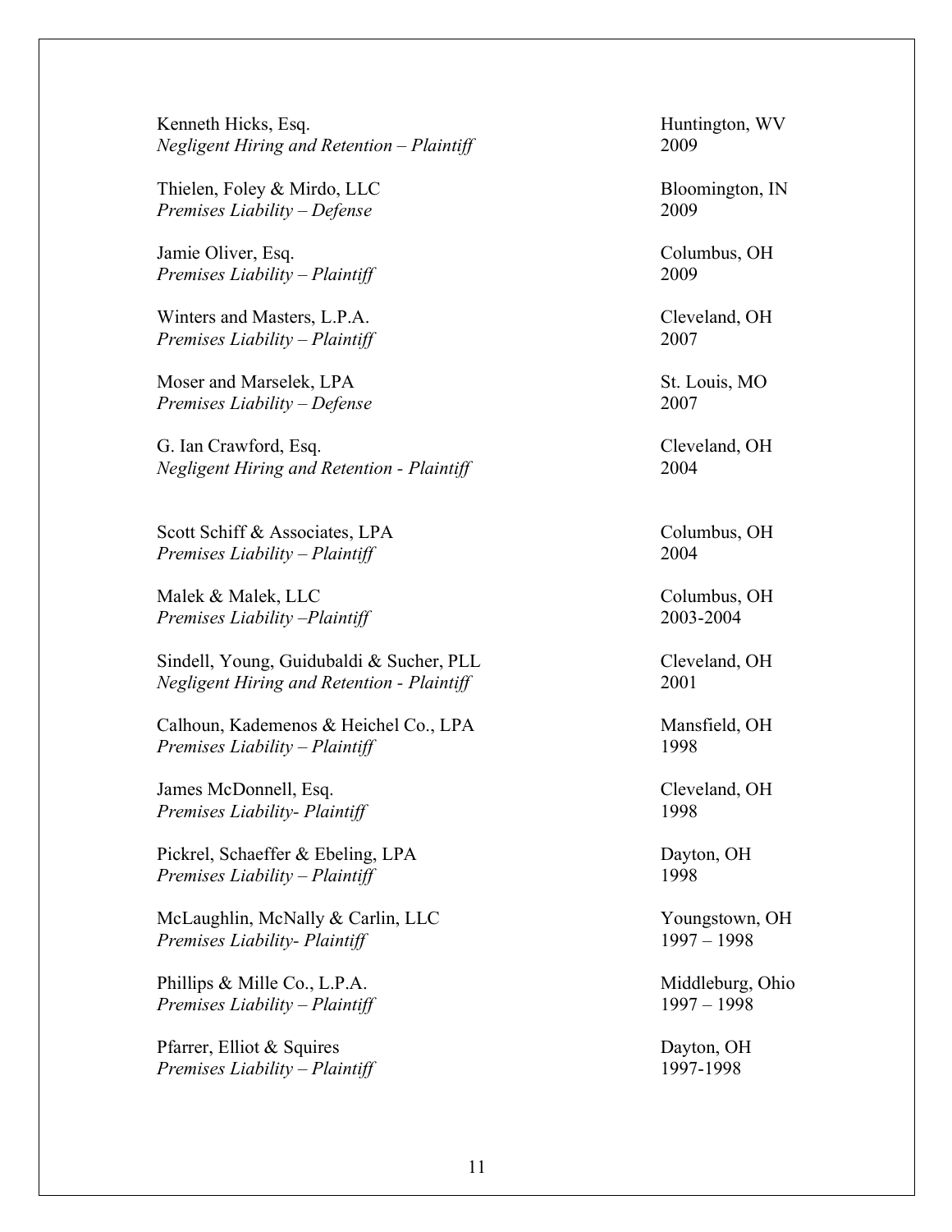Kenneth Hicks, Esq. — Huntington, WV
*Negligent Hiring and Retention – Plaintiff* — 2009

Thielen, Foley & Mirdo, LLC — Bloomington, IN
*Premises Liability – Defense* — 2009

Jamie Oliver, Esq. — Columbus, OH
*Premises Liability – Plaintiff* — 2009

Winters and Masters, L.P.A. — Cleveland, OH
*Premises Liability – Plaintiff* — 2007

Moser and Marselek, LPA — St. Louis, MO
*Premises Liability – Defense* — 2007

G. Ian Crawford, Esq. — Cleveland, OH
*Negligent Hiring and Retention - Plaintiff* — 2004

Scott Schiff & Associates, LPA — Columbus, OH
*Premises Liability – Plaintiff* — 2004

Malek & Malek, LLC — Columbus, OH
*Premises Liability –Plaintiff* — 2003-2004

Sindell, Young, Guidubaldi & Sucher, PLL — Cleveland, OH
*Negligent Hiring and Retention - Plaintiff* — 2001

Calhoun, Kademenos & Heichel Co., LPA — Mansfield, OH
*Premises Liability – Plaintiff* — 1998

James McDonnell, Esq. — Cleveland, OH
*Premises Liability- Plaintiff* — 1998

Pickrel, Schaeffer & Ebeling, LPA — Dayton, OH
*Premises Liability – Plaintiff* — 1998

McLaughlin, McNally & Carlin, LLC — Youngstown, OH
*Premises Liability- Plaintiff* — 1997 – 1998

Phillips & Mille Co., L.P.A. — Middleburg, Ohio
*Premises Liability – Plaintiff* — 1997 – 1998

Pfarrer, Elliot & Squires — Dayton, OH
*Premises Liability – Plaintiff* — 1997-1998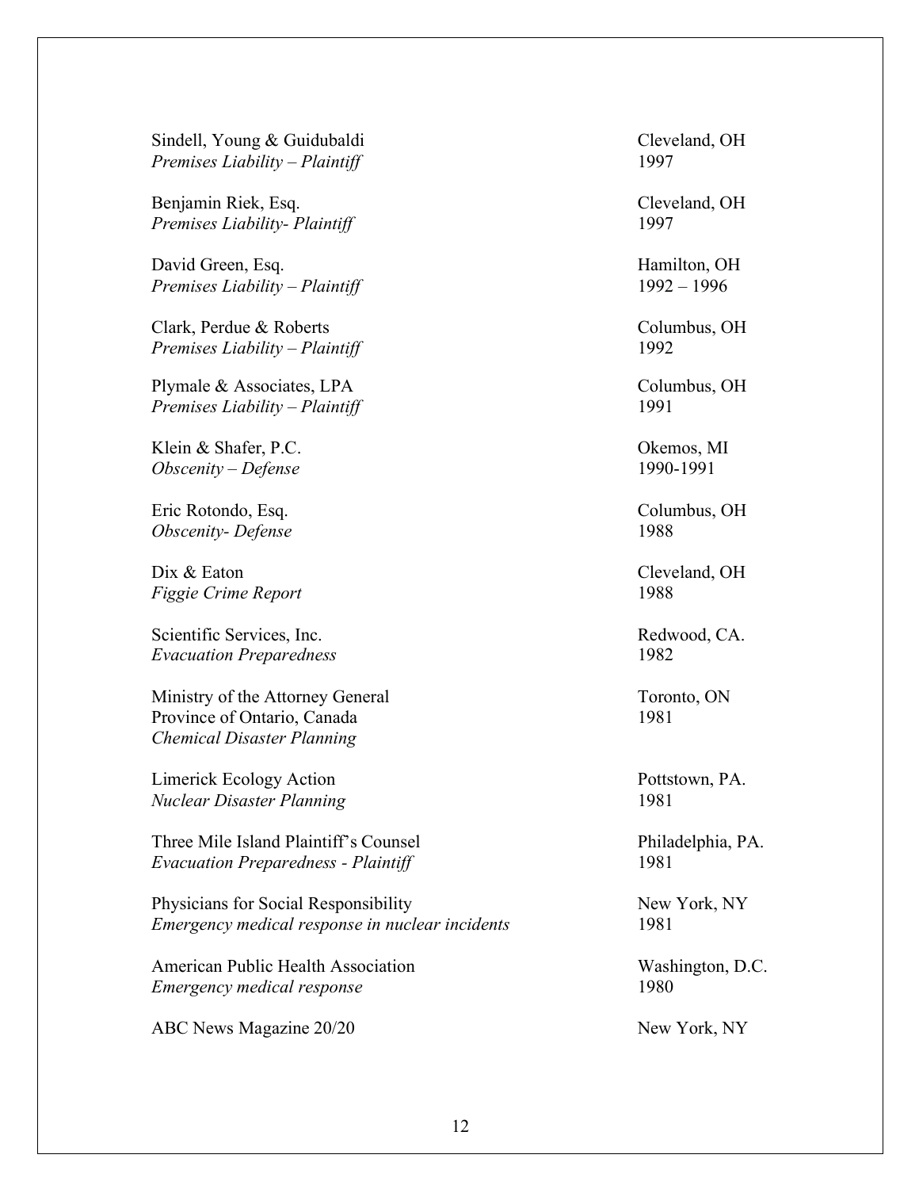Sindell, Young & Guidubaldi — Cleveland, OH
*Premises Liability – Plaintiff* — 1997

Benjamin Riek, Esq. — Cleveland, OH
*Premises Liability- Plaintiff* — 1997

David Green, Esq. — Hamilton, OH
*Premises Liability – Plaintiff* — 1992 – 1996

Clark, Perdue & Roberts — Columbus, OH
*Premises Liability – Plaintiff* — 1992

Plymale & Associates, LPA — Columbus, OH
*Premises Liability – Plaintiff* — 1991

Klein & Shafer, P.C. — Okemos, MI
*Obscenity – Defense* — 1990-1991

Eric Rotondo, Esq. — Columbus, OH
*Obscenity- Defense* — 1988

Dix & Eaton — Cleveland, OH
*Figgie Crime Report* — 1988

Scientific Services, Inc. — Redwood, CA.
*Evacuation Preparedness* — 1982

Ministry of the Attorney General — Toronto, ON
Province of Ontario, Canada — 1981
*Chemical Disaster Planning*

Limerick Ecology Action — Pottstown, PA.
*Nuclear Disaster Planning* — 1981

Three Mile Island Plaintiff's Counsel — Philadelphia, PA.
*Evacuation Preparedness - Plaintiff* — 1981

Physicians for Social Responsibility — New York, NY
*Emergency medical response in nuclear incidents* — 1981

American Public Health Association — Washington, D.C.
*Emergency medical response* — 1980

ABC News Magazine 20/20 — New York, NY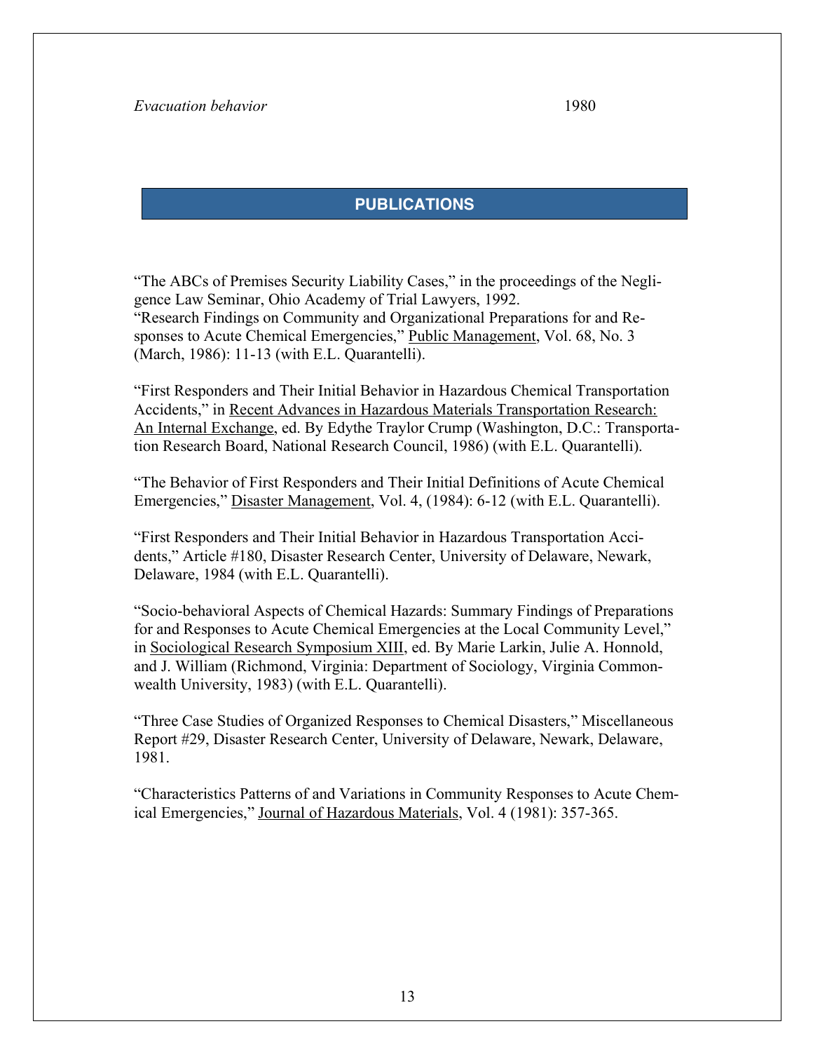*Evacuation behavior* 1980

## PUBLICATIONS

"The ABCs of Premises Security Liability Cases," in the proceedings of the Negligence Law Seminar, Ohio Academy of Trial Lawyers, 1992.
"Research Findings on Community and Organizational Preparations for and Responses to Acute Chemical Emergencies," Public Management, Vol. 68, No. 3 (March, 1986): 11-13 (with E.L. Quarantelli).

"First Responders and Their Initial Behavior in Hazardous Chemical Transportation Accidents," in Recent Advances in Hazardous Materials Transportation Research: An Internal Exchange, ed. By Edythe Traylor Crump (Washington, D.C.: Transportation Research Board, National Research Council, 1986) (with E.L. Quarantelli).

"The Behavior of First Responders and Their Initial Definitions of Acute Chemical Emergencies," Disaster Management, Vol. 4, (1984): 6-12 (with E.L. Quarantelli).

"First Responders and Their Initial Behavior in Hazardous Transportation Accidents," Article #180, Disaster Research Center, University of Delaware, Newark, Delaware, 1984 (with E.L. Quarantelli).

"Socio-behavioral Aspects of Chemical Hazards: Summary Findings of Preparations for and Responses to Acute Chemical Emergencies at the Local Community Level," in Sociological Research Symposium XIII, ed. By Marie Larkin, Julie A. Honnold, and J. William (Richmond, Virginia: Department of Sociology, Virginia Commonwealth University, 1983) (with E.L. Quarantelli).

"Three Case Studies of Organized Responses to Chemical Disasters," Miscellaneous Report #29, Disaster Research Center, University of Delaware, Newark, Delaware, 1981.

"Characteristics Patterns of and Variations in Community Responses to Acute Chemical Emergencies," Journal of Hazardous Materials, Vol. 4 (1981): 357-365.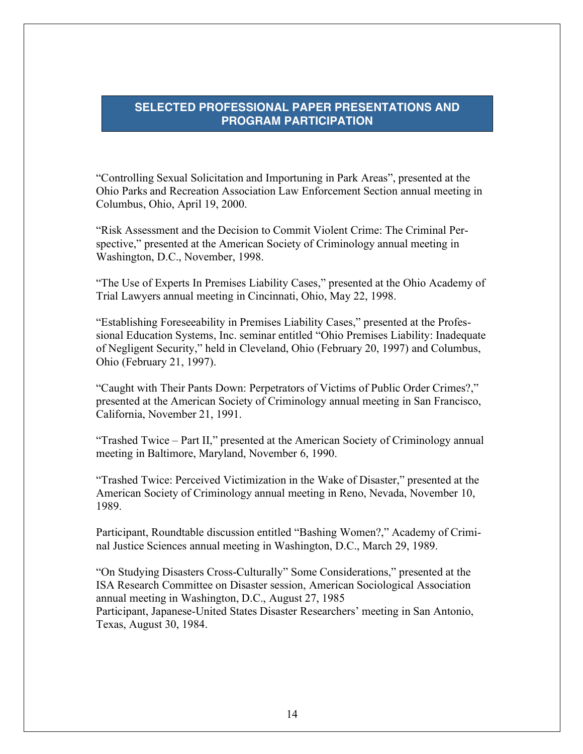## SELECTED PROFESSIONAL PAPER PRESENTATIONS AND PROGRAM PARTICIPATION

"Controlling Sexual Solicitation and Importuning in Park Areas", presented at the Ohio Parks and Recreation Association Law Enforcement Section annual meeting in Columbus, Ohio, April 19, 2000.

"Risk Assessment and the Decision to Commit Violent Crime: The Criminal Perspective," presented at the American Society of Criminology annual meeting in Washington, D.C., November, 1998.

"The Use of Experts In Premises Liability Cases," presented at the Ohio Academy of Trial Lawyers annual meeting in Cincinnati, Ohio, May 22, 1998.

"Establishing Foreseeability in Premises Liability Cases," presented at the Professional Education Systems, Inc. seminar entitled "Ohio Premises Liability: Inadequate of Negligent Security," held in Cleveland, Ohio (February 20, 1997) and Columbus, Ohio (February 21, 1997).

"Caught with Their Pants Down: Perpetrators of Victims of Public Order Crimes?," presented at the American Society of Criminology annual meeting in San Francisco, California, November 21, 1991.

"Trashed Twice – Part II," presented at the American Society of Criminology annual meeting in Baltimore, Maryland, November 6, 1990.

"Trashed Twice: Perceived Victimization in the Wake of Disaster," presented at the American Society of Criminology annual meeting in Reno, Nevada, November 10, 1989.

Participant, Roundtable discussion entitled "Bashing Women?," Academy of Criminal Justice Sciences annual meeting in Washington, D.C., March 29, 1989.

"On Studying Disasters Cross-Culturally" Some Considerations," presented at the ISA Research Committee on Disaster session, American Sociological Association annual meeting in Washington, D.C., August 27, 1985
Participant, Japanese-United States Disaster Researchers' meeting in San Antonio, Texas, August 30, 1984.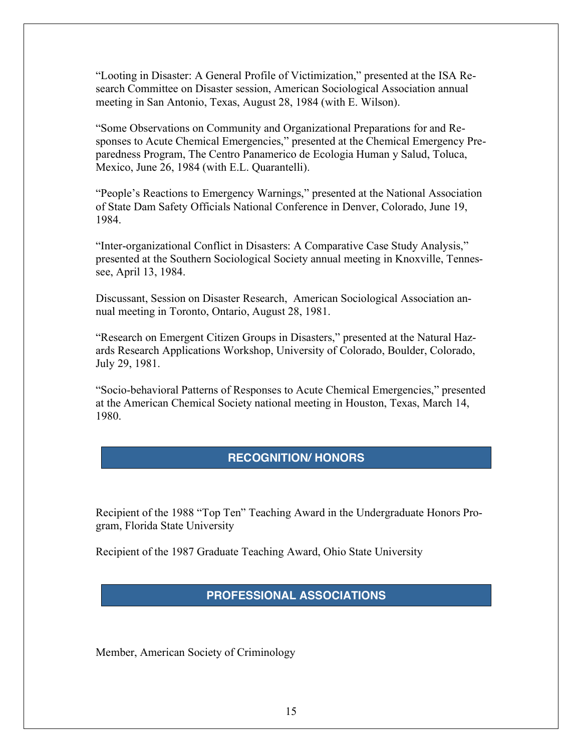"Looting in Disaster: A General Profile of Victimization," presented at the ISA Research Committee on Disaster session, American Sociological Association annual meeting in San Antonio, Texas, August 28, 1984 (with E. Wilson).

"Some Observations on Community and Organizational Preparations for and Responses to Acute Chemical Emergencies," presented at the Chemical Emergency Preparedness Program, The Centro Panamerico de Ecologia Human y Salud, Toluca, Mexico, June 26, 1984 (with E.L. Quarantelli).

"People's Reactions to Emergency Warnings," presented at the National Association of State Dam Safety Officials National Conference in Denver, Colorado, June 19, 1984.

"Inter-organizational Conflict in Disasters: A Comparative Case Study Analysis," presented at the Southern Sociological Society annual meeting in Knoxville, Tennessee, April 13, 1984.

Discussant, Session on Disaster Research, American Sociological Association annual meeting in Toronto, Ontario, August 28, 1981.

"Research on Emergent Citizen Groups in Disasters," presented at the Natural Hazards Research Applications Workshop, University of Colorado, Boulder, Colorado, July 29, 1981.

"Socio-behavioral Patterns of Responses to Acute Chemical Emergencies," presented at the American Chemical Society national meeting in Houston, Texas, March 14, 1980.

## RECOGNITION/ HONORS

Recipient of the 1988 "Top Ten" Teaching Award in the Undergraduate Honors Program, Florida State University

Recipient of the 1987 Graduate Teaching Award, Ohio State University

## PROFESSIONAL ASSOCIATIONS

Member, American Society of Criminology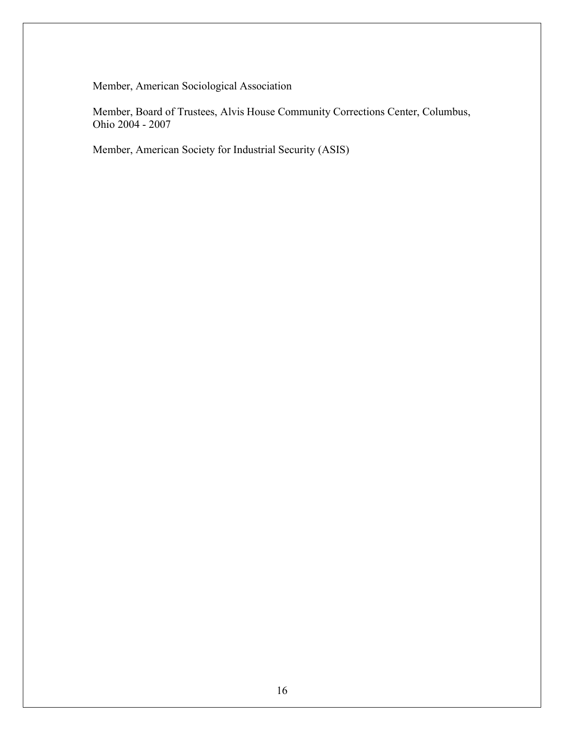Member, American Sociological Association

Member, Board of Trustees, Alvis House Community Corrections Center, Columbus, Ohio 2004 - 2007

Member, American Society for Industrial Security (ASIS)